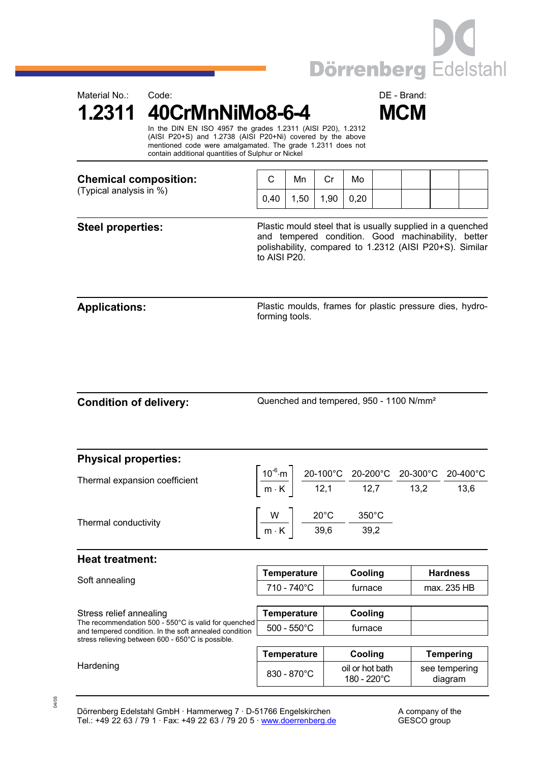Material No.: **1.2311**

Code: **40CrMnNiMo8-6-4**

DE - Brand: **MCM**

In the DIN EN ISO 4957 the grades 1.2311 (AISI P20), 1.2312 (AISI P20+S) and 1.2738 (AISI P20+Ni) covered by the above mentioned code were amalgamated. The grade 1.2311 does not contain additional quantities of Sulphur or Nickel

## Chemical composition:

(Typical analysis in %)

| C | Mn | Cr | Mo | | | | |
|---|---|---|---|---|---|---|---|
| 0,40 | 1,50 | 1,90 | 0,20 | | | | |

## Steel properties:

Plastic mould steel that is usually supplied in a quenched and tempered condition. Good machinability, better polishability, compared to 1.2312 (AISI P20+S). Similar to AISI P20.

## Applications:

Plastic moulds, frames for plastic pressure dies, hydro-forming tools.

## Condition of delivery:

Quenched and tempered, 950 - 1100 N/mm²

## Physical properties:

Thermal expansion coefficient

| $\left[\frac{10^{-6} \cdot m}{m \cdot K}\right]$ | 20-100°C | 20-200°C | 20-300°C | 20-400°C |
|---|---|---|---|---|
| | 12,1 | 12,7 | 13,2 | 13,6 |

Thermal conductivity

| $\left[\frac{W}{m \cdot K}\right]$ | 20°C | 350°C |
|---|---|---|
| | 39,6 | 39,2 |

## Heat treatment:

Soft annealing

| Temperature | Cooling | Hardness |
|---|---|---|
| 710 - 740°C | furnace | max. 235 HB |

Stress relief annealing

The recommendation 500 - 550°C is valid for quenched and tempered condition. In the soft annealed condition stress relieving between 600 - 650°C is possible.

| Temperature | Cooling | |
|---|---|---|
| 500 - 550°C | furnace | |

Hardening

| Temperature | Cooling | Tempering |
|---|---|---|
| 830 - 870°C | oil or hot bath 180 - 220°C | see tempering diagram |

Dörrenberg Edelstahl GmbH · Hammerweg 7 · D-51766 Engelskirchen
Tel.: +49 22 63 / 79 1 · Fax: +49 22 63 / 79 20 5 · www.doerrenberg.de

A company of the GESCO group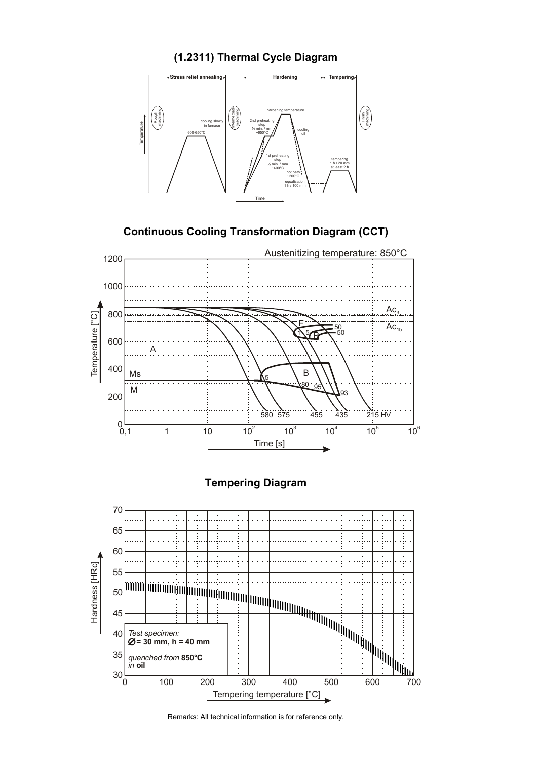## (1.2311) Thermal Cycle Diagram

Stress relief annealing
Hardening
Tempering
Rough machining
Intermediate machining
Finish machining
Temperature
Time
600-650°C
cooling slowly in furnace
hardening temperature
2nd preheating step ½ min. / mm ~650°C
1st preheating step ½ min. / mm ~400°C
cooling oil
hot bath ~200°C
equalisation 1 h / 100 mm
tempering 1 h / 20 mm at least 2 h

## Continuous Cooling Transformation Diagram (CCT)

Austenitizing temperature: 850°C
Temperature [°C]
Time [s]
$Ac_3$
$Ac_{1b}$
F
P
A
B
Ms
M
1
5
50
50
5
80
95
93
580
575
455
435
215 HV
0,1
1
10
$10^2$
$10^3$
$10^4$
$10^5$
$10^6$
0
200
400
600
800
1000
1200

## Tempering Diagram

Hardness [HRc]
Tempering temperature [°C]
*Test specimen:*
**∅= 30 mm, h = 40 mm**
*quenched from* **850°C**
*in* **oil**
30
35
40
45
50
55
60
65
70
0
100
200
300
400
500
600
700

Remarks: All technical information is for reference only.